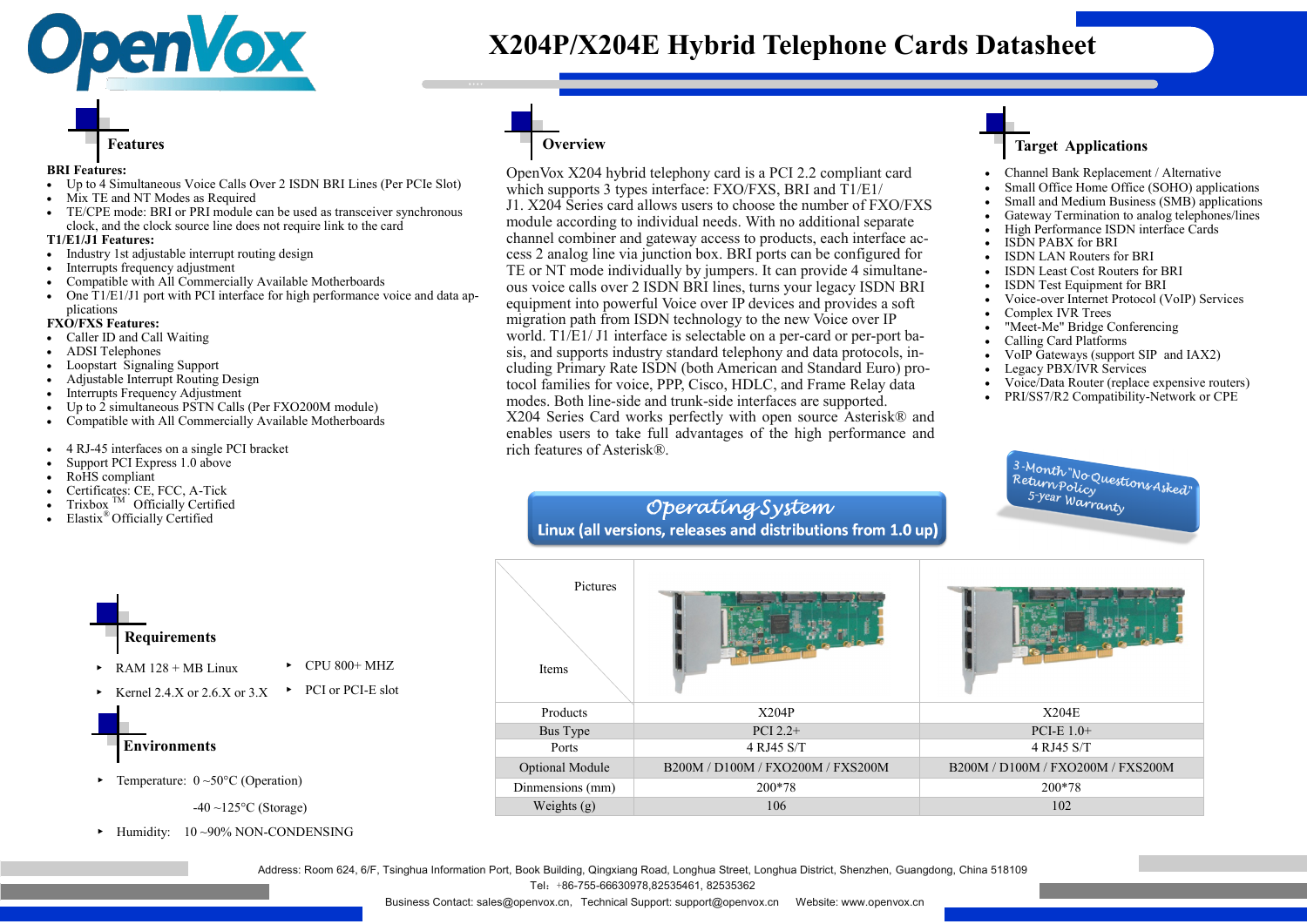# X204P/X204E Hybrid Telephone Cards Datasheet

## Features

**BRI Features:**

- Up to 4 Simultaneous Voice Calls Over 2 ISDN BRI Lines (Per PCIe Slot)
- Mix TE and NT Modes as Required
- TE/CPE mode: BRI or PRI module can be used as transceiver synchronous clock, and the clock source line does not require link to the card

**T1/E1/J1 Features:**

- Industry 1st adjustable interrupt routing design
- Interrupts frequency adjustment
- Compatible with All Commercially Available Motherboards
- One T1/E1/J1 port with PCI interface for high performance voice and data applications

**FXO/FXS Features:**

- Caller ID and Call Waiting
- ADSI Telephones
- Loopstart Signaling Support
- Adjustable Interrupt Routing Design
- Interrupts Frequency Adjustment
- Up to 2 simultaneous PSTN Calls (Per FXO200M module)
- Compatible with All Commercially Available Motherboards

- 4 RJ-45 interfaces on a single PCI bracket
- Support PCI Express 1.0 above
- RoHS compliant
- Certificates: CE, FCC, A-Tick
- Trixbox TM Officially Certified
- Elastix® Officially Certified

## Overview

OpenVox X204 hybrid telephony card is a PCI 2.2 compliant card which supports 3 types interface: FXO/FXS, BRI and T1/E1/J1. X204 Series card allows users to choose the number of FXO/FXS module according to individual needs. With no additional separate channel combiner and gateway access to products, each interface access 2 analog line via junction box. BRI ports can be configured for TE or NT mode individually by jumpers. It can provide 4 simultaneous voice calls over 2 ISDN BRI lines, turns your legacy ISDN BRI equipment into powerful Voice over IP devices and provides a soft migration path from ISDN technology to the new Voice over IP world. T1/E1/ J1 interface is selectable on a per-card or per-port basis, and supports industry standard telephony and data protocols, including Primary Rate ISDN (both American and Standard Euro) protocol families for voice, PPP, Cisco, HDLC, and Frame Relay data modes. Both line-side and trunk-side interfaces are supported. X204 Series Card works perfectly with open source Asterisk® and enables users to take full advantages of the high performance and rich features of Asterisk®.

## Target Applications

- Channel Bank Replacement / Alternative
- Small Office Home Office (SOHO) applications
- Small and Medium Business (SMB) applications
- Gateway Termination to analog telephones/lines
- High Performance ISDN interface Cards
- ISDN PABX for BRI
- ISDN LAN Routers for BRI
- ISDN Least Cost Routers for BRI
- ISDN Test Equipment for BRI
- Voice-over Internet Protocol (VoIP) Services
- Complex IVR Trees
- "Meet-Me" Bridge Conferencing
- Calling Card Platforms
- VoIP Gateways (support SIP and IAX2)
- Legacy PBX/IVR Services
- Voice/Data Router (replace expensive routers)
- PRI/SS7/R2 Compatibility-Network or CPE

3-Month "No Questions Asked" Return Policy
5-year Warranty

**Operating System**
Linux (all versions, releases and distributions from 1.0 up)

## Requirements

- RAM 128 + MB Linux
- Kernel 2.4.X or 2.6.X or 3.X
- CPU 800+ MHZ
- PCI or PCI-E slot

## Environments

- Temperature: 0 ~50°C (Operation)
  -40 ~125°C (Storage)
- Humidity: 10 ~90% NON-CONDENSING

| Items / Pictures | | |
|---|---|---|
| Products | X204P | X204E |
| Bus Type | PCI 2.2+ | PCI-E 1.0+ |
| Ports | 4 RJ45 S/T | 4 RJ45 S/T |
| Optional Module | B200M / D100M / FXO200M / FXS200M | B200M / D100M / FXO200M / FXS200M |
| Dinnemsions (mm) | 200*78 | 200*78 |
| Weights (g) | 106 | 102 |

Address: Room 624, 6/F, Tsinghua Information Port, Book Building, Qingxiang Road, Longhua Street, Longhua District, Shenzhen, Guangdong, China 518109

Tel: +86-755-66630978,82535461, 82535362

Business Contact: sales@openvox.cn, Technical Support: support@openvox.cn Website: www.openvox.cn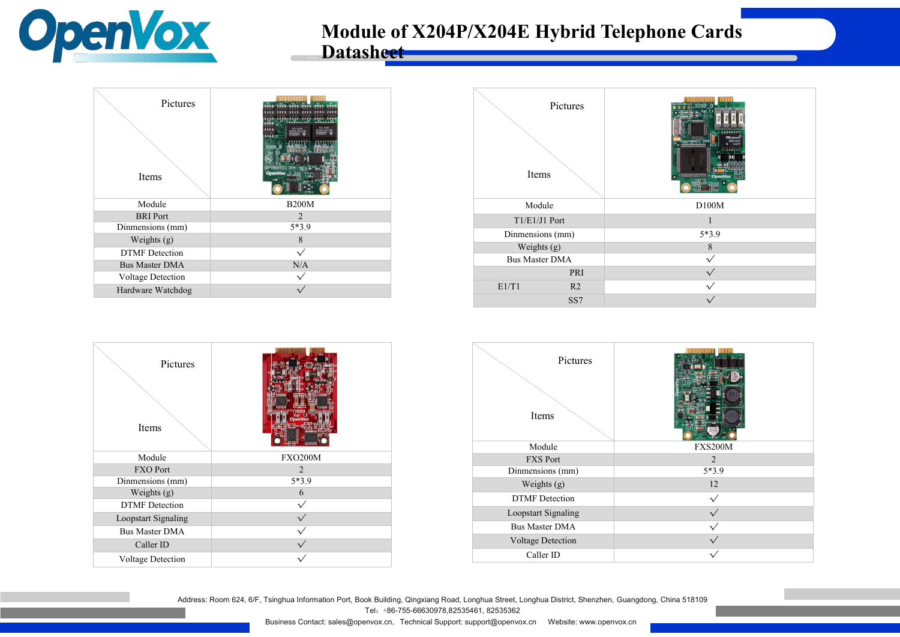# Module of X204P/X204E Hybrid Telephone Cards Datasheet

| Items \ Pictures | |
|---|---|
| Module | B200M |
| BRI Port | 2 |
| Dinmensions (mm) | 5*3.9 |
| Weights (g) | 8 |
| DTMF Detection | √ |
| Bus Master DMA | N/A |
| Voltage Detection | √ |
| Hardware Watchdog | √ |

| Items \ Pictures | | |
|---|---|---|
| Module | | D100M |
| T1/E1/J1 Port | | 1 |
| Dinmensions (mm) | | 5*3.9 |
| Weights (g) | | 8 |
| Bus Master DMA | | √ |
| E1/T1 | PRI | √ |
| | R2 | √ |
| | SS7 | √ |

| Items \ Pictures | |
|---|---|
| Module | FXO200M |
| FXO Port | 2 |
| Dinmensions (mm) | 5*3.9 |
| Weights (g) | 6 |
| DTMF Detection | √ |
| Loopstart Signaling | √ |
| Bus Master DMA | √ |
| Caller ID | √ |
| Voltage Detection | √ |

| Items \ Pictures | |
|---|---|
| Module | FXS200M |
| FXS Port | 2 |
| Dinmensions (mm) | 5*3.9 |
| Weights (g) | 12 |
| DTMF Detection | √ |
| Loopstart Signaling | √ |
| Bus Master DMA | √ |
| Voltage Detection | √ |
| Caller ID | √ |

Address: Room 624, 6/F, Tsinghua Information Port, Book Building, Qingxiang Road, Longhua Street, Longhua District, Shenzhen, Guangdong, China 518109

Tel：+86-755-66630978,82535461, 82535362

Business Contact: sales@openvox.cn, Technical Support: support@openvox.cn Website: www.openvox.cn